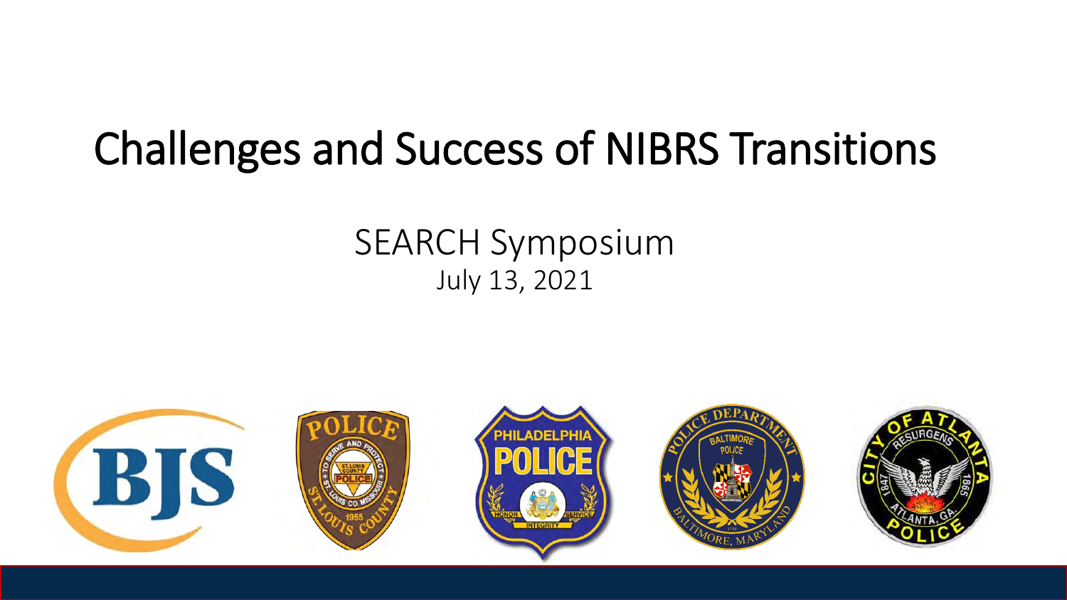# Challenges and Success of NIBRS Transitions

SEARCH Symposium

July 13, 2021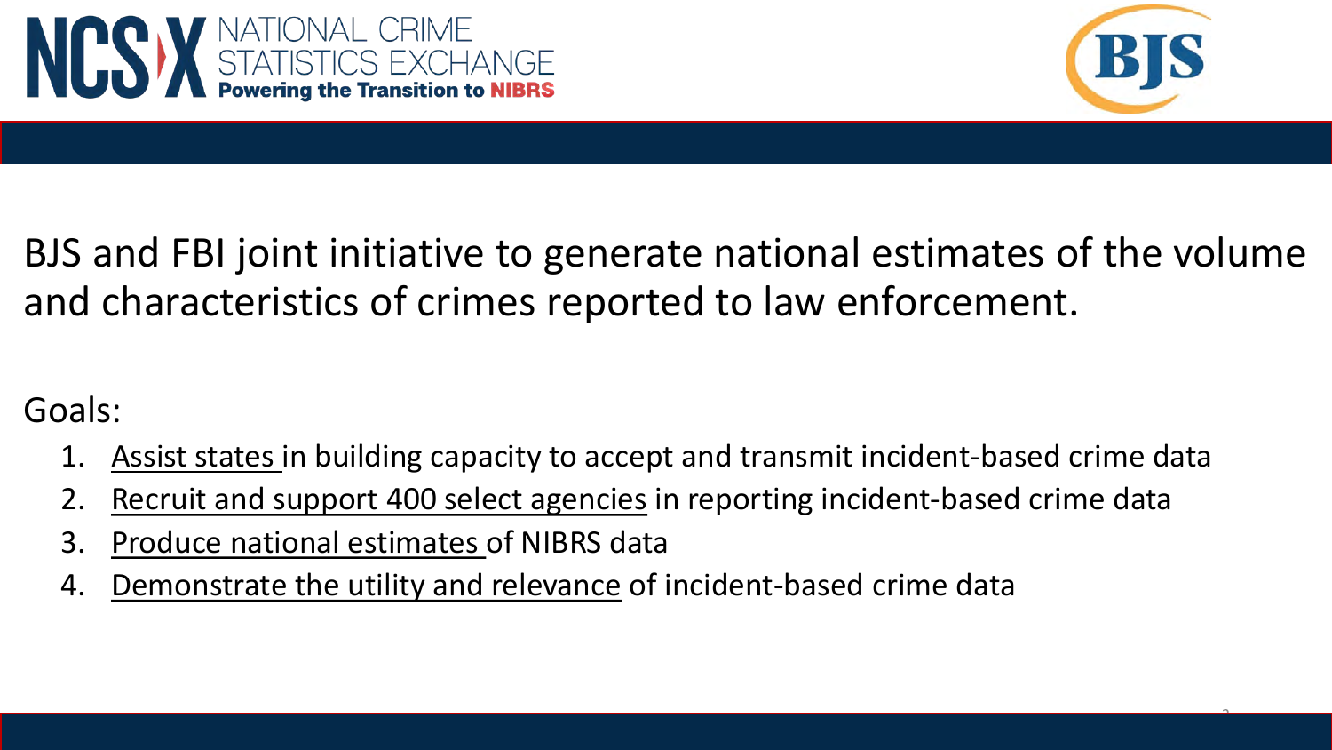BJS and FBI joint initiative to generate national estimates of the volume and characteristics of crimes reported to law enforcement.

Goals:

1. Assist states in building capacity to accept and transmit incident-based crime data
2. Recruit and support 400 select agencies in reporting incident-based crime data
3. Produce national estimates of NIBRS data
4. Demonstrate the utility and relevance of incident-based crime data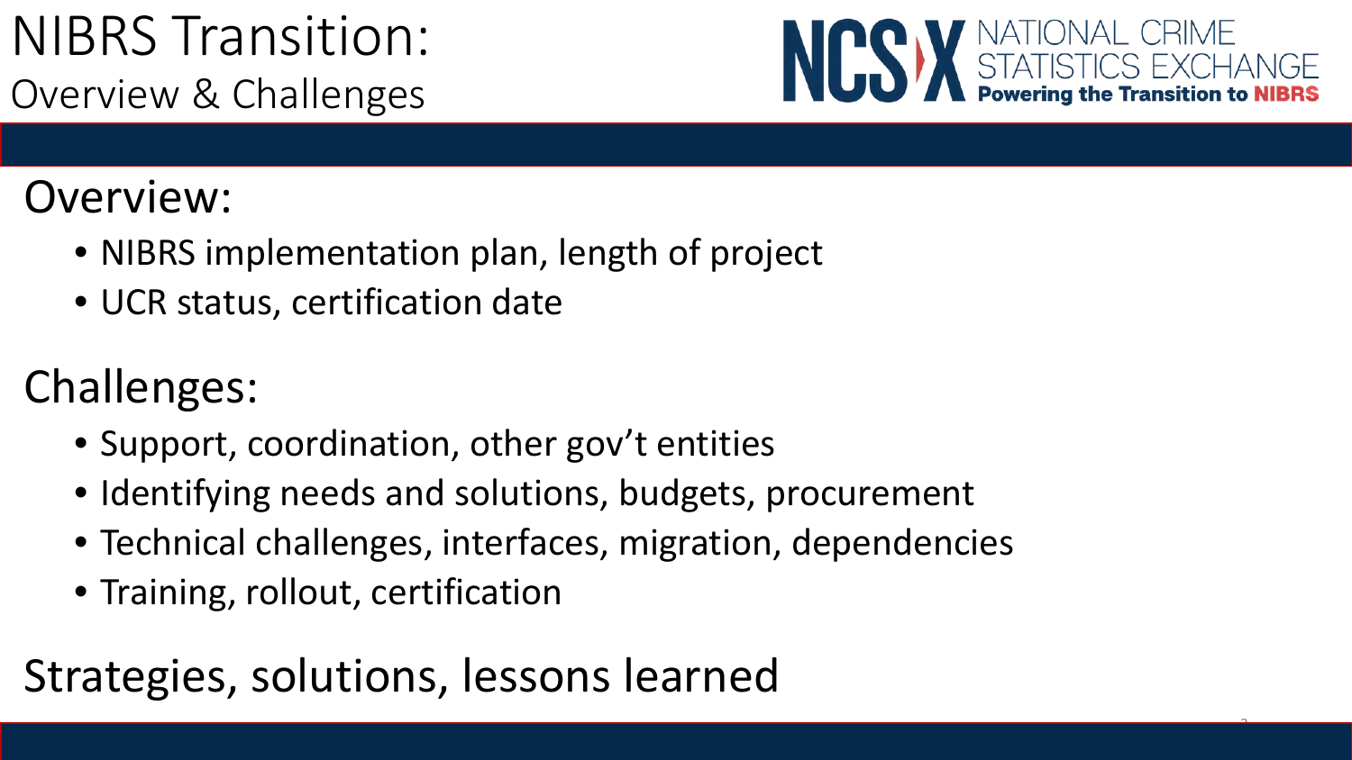# NIBRS Transition:
## Overview & Challenges

NCS-X NATIONAL CRIME STATISTICS EXCHANGE
Powering the Transition to NIBRS

## Overview:

- NIBRS implementation plan, length of project
- UCR status, certification date

## Challenges:

- Support, coordination, other gov't entities
- Identifying needs and solutions, budgets, procurement
- Technical challenges, interfaces, migration, dependencies
- Training, rollout, certification

## Strategies, solutions, lessons learned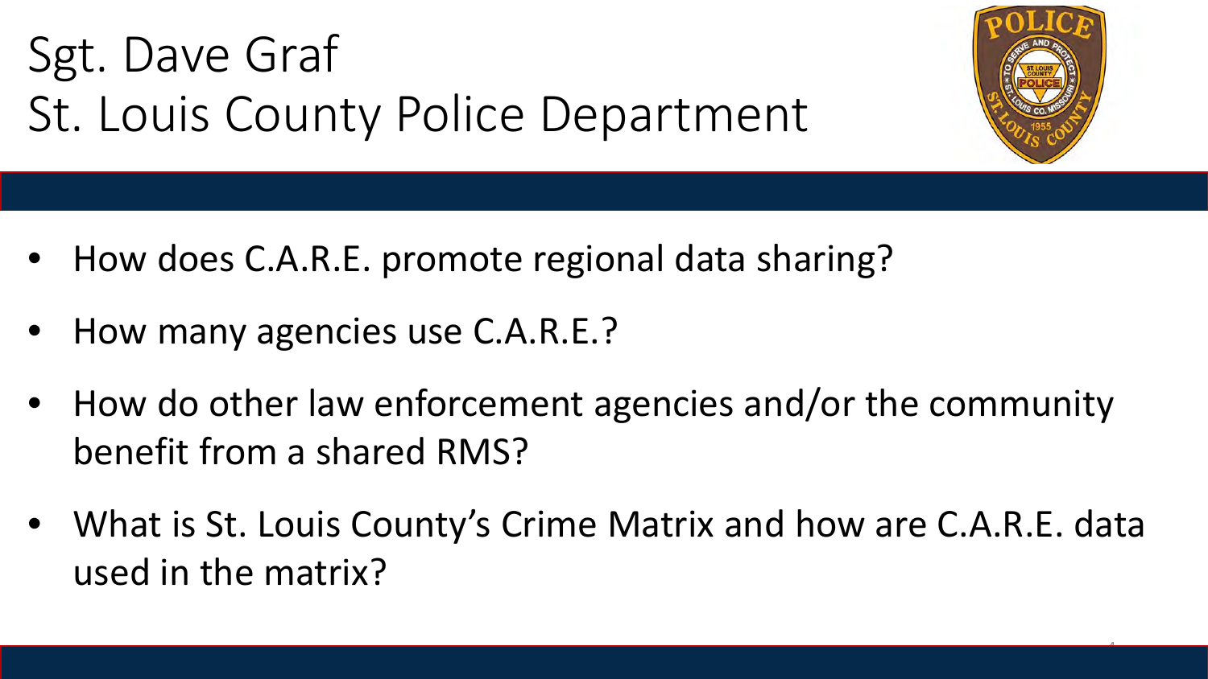# Sgt. Dave Graf
# St. Louis County Police Department

- How does C.A.R.E. promote regional data sharing?
- How many agencies use C.A.R.E.?
- How do other law enforcement agencies and/or the community benefit from a shared RMS?
- What is St. Louis County's Crime Matrix and how are C.A.R.E. data used in the matrix?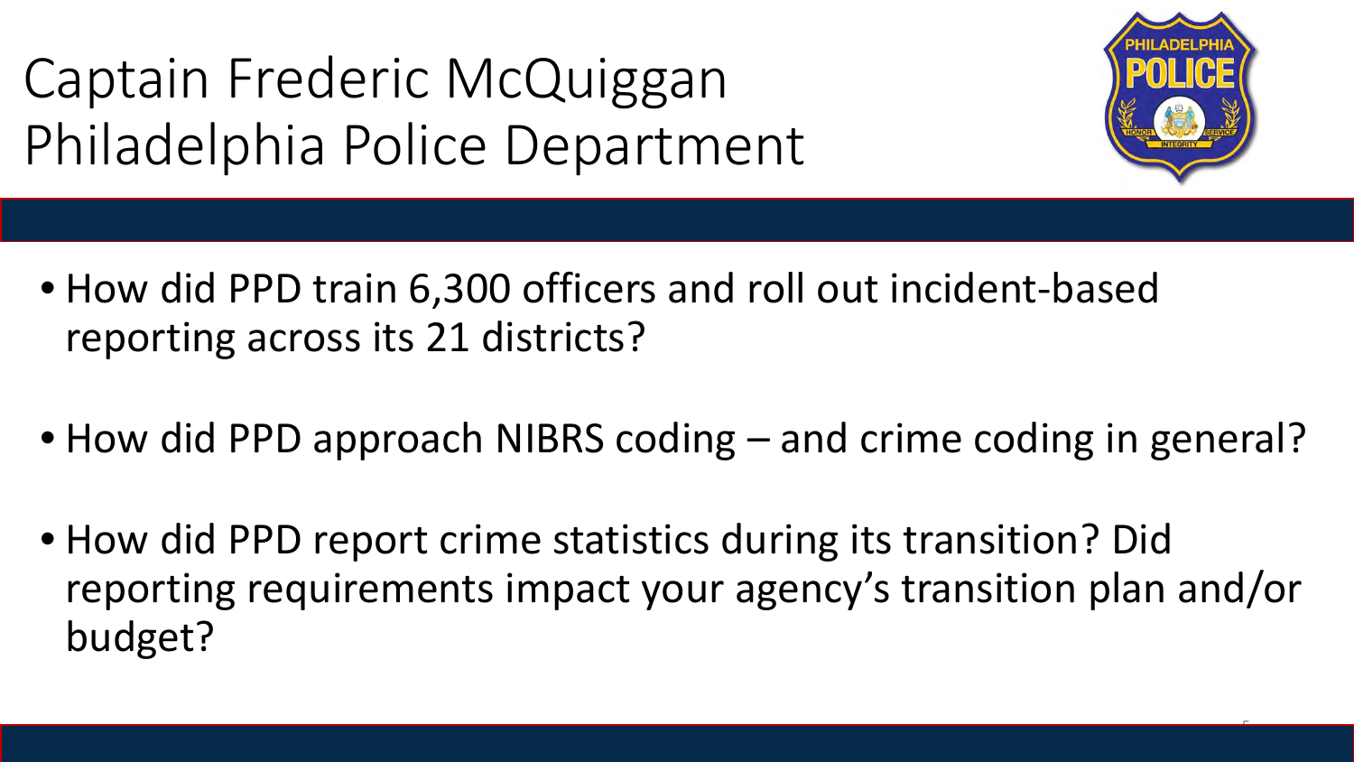# Captain Frederic McQuiggan
# Philadelphia Police Department

- How did PPD train 6,300 officers and roll out incident-based reporting across its 21 districts?
- How did PPD approach NIBRS coding – and crime coding in general?
- How did PPD report crime statistics during its transition? Did reporting requirements impact your agency's transition plan and/or budget?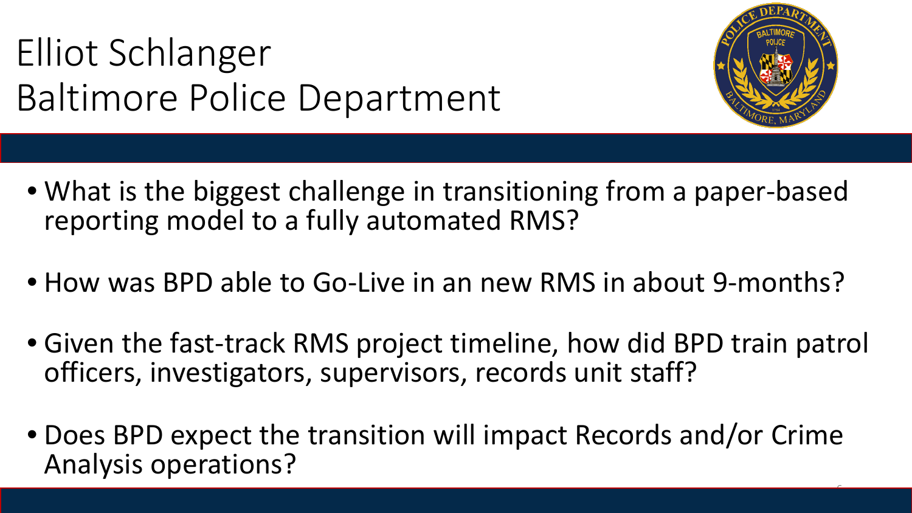# Elliot Schlanger
# Baltimore Police Department

- What is the biggest challenge in transitioning from a paper-based reporting model to a fully automated RMS?
- How was BPD able to Go-Live in an new RMS in about 9-months?
- Given the fast-track RMS project timeline, how did BPD train patrol officers, investigators, supervisors, records unit staff?
- Does BPD expect the transition will impact Records and/or Crime Analysis operations?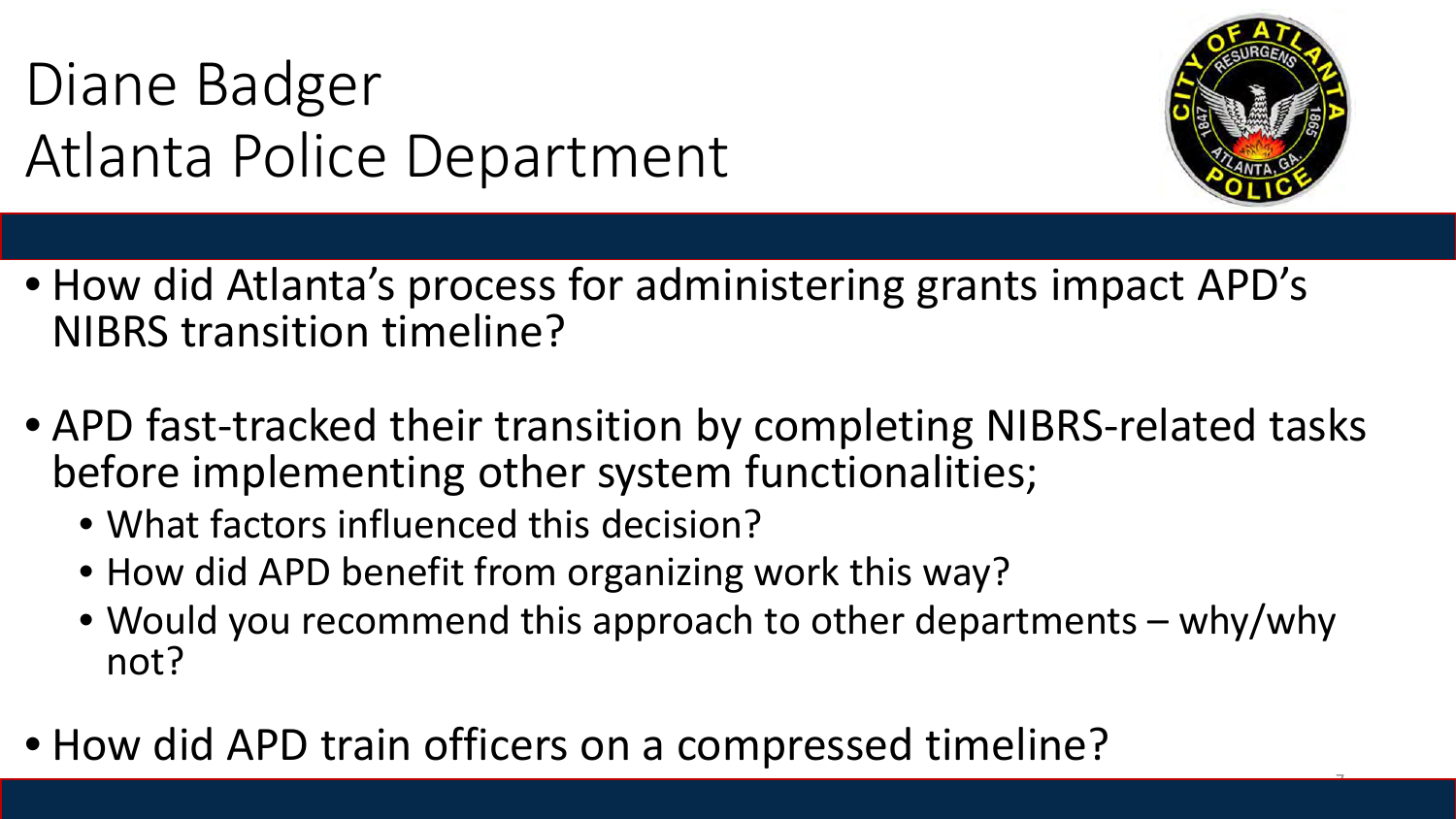# Diane Badger
# Atlanta Police Department

- How did Atlanta's process for administering grants impact APD's NIBRS transition timeline?
- APD fast-tracked their transition by completing NIBRS-related tasks before implementing other system functionalities;
  - What factors influenced this decision?
  - How did APD benefit from organizing work this way?
  - Would you recommend this approach to other departments – why/why not?
- How did APD train officers on a compressed timeline?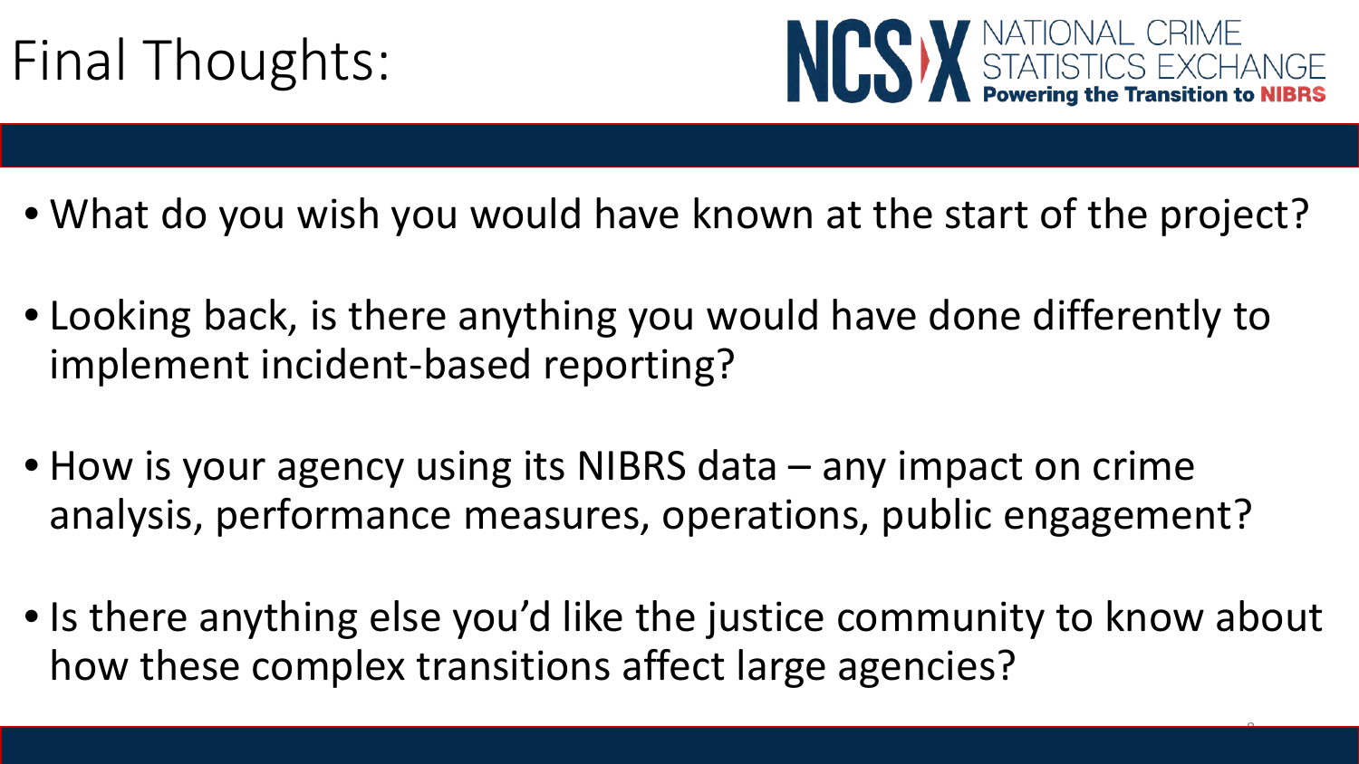# Final Thoughts:

NCS X NATIONAL CRIME STATISTICS EXCHANGE **Powering the Transition to NIBRS**

- What do you wish you would have known at the start of the project?
- Looking back, is there anything you would have done differently to implement incident-based reporting?
- How is your agency using its NIBRS data – any impact on crime analysis, performance measures, operations, public engagement?
- Is there anything else you'd like the justice community to know about how these complex transitions affect large agencies?